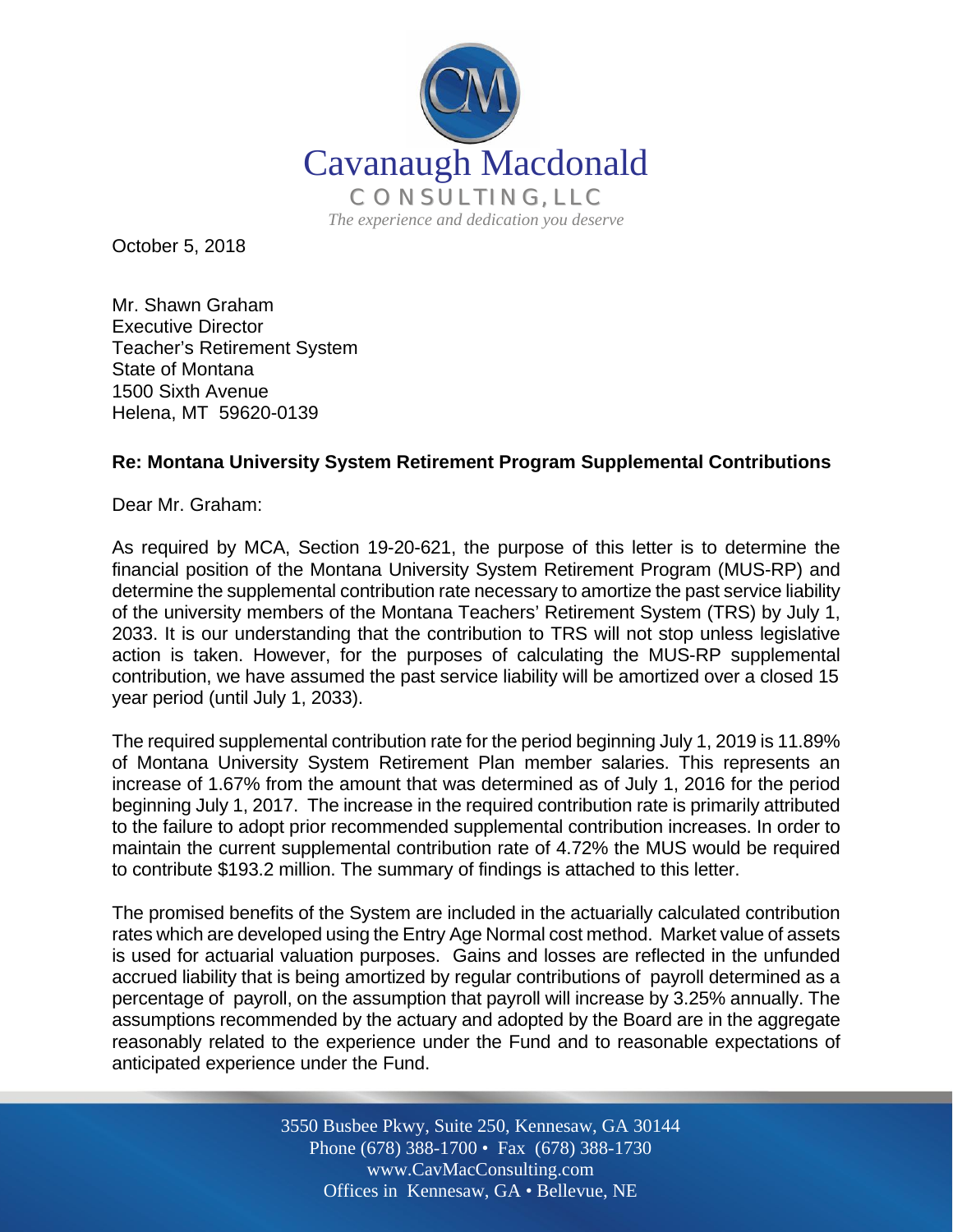Cavanaugh Macdonald

CONSULTING, LLC

*The experience and dedication you deserve*

October 5, 2018

Mr. Shawn Graham
Executive Director
Teacher's Retirement System
State of Montana
1500 Sixth Avenue
Helena, MT 59620-0139

**Re: Montana University System Retirement Program Supplemental Contributions**

Dear Mr. Graham:

As required by MCA, Section 19-20-621, the purpose of this letter is to determine the financial position of the Montana University System Retirement Program (MUS-RP) and determine the supplemental contribution rate necessary to amortize the past service liability of the university members of the Montana Teachers' Retirement System (TRS) by July 1, 2033. It is our understanding that the contribution to TRS will not stop unless legislative action is taken. However, for the purposes of calculating the MUS-RP supplemental contribution, we have assumed the past service liability will be amortized over a closed 15 year period (until July 1, 2033).

The required supplemental contribution rate for the period beginning July 1, 2019 is 11.89% of Montana University System Retirement Plan member salaries. This represents an increase of 1.67% from the amount that was determined as of July 1, 2016 for the period beginning July 1, 2017. The increase in the required contribution rate is primarily attributed to the failure to adopt prior recommended supplemental contribution increases. In order to maintain the current supplemental contribution rate of 4.72% the MUS would be required to contribute $193.2 million. The summary of findings is attached to this letter.

The promised benefits of the System are included in the actuarially calculated contribution rates which are developed using the Entry Age Normal cost method. Market value of assets is used for actuarial valuation purposes. Gains and losses are reflected in the unfunded accrued liability that is being amortized by regular contributions of payroll determined as a percentage of payroll, on the assumption that payroll will increase by 3.25% annually. The assumptions recommended by the actuary and adopted by the Board are in the aggregate reasonably related to the experience under the Fund and to reasonable expectations of anticipated experience under the Fund.

3550 Busbee Pkwy, Suite 250, Kennesaw, GA 30144
Phone (678) 388-1700 • Fax (678) 388-1730
www.CavMacConsulting.com
Offices in Kennesaw, GA • Bellevue, NE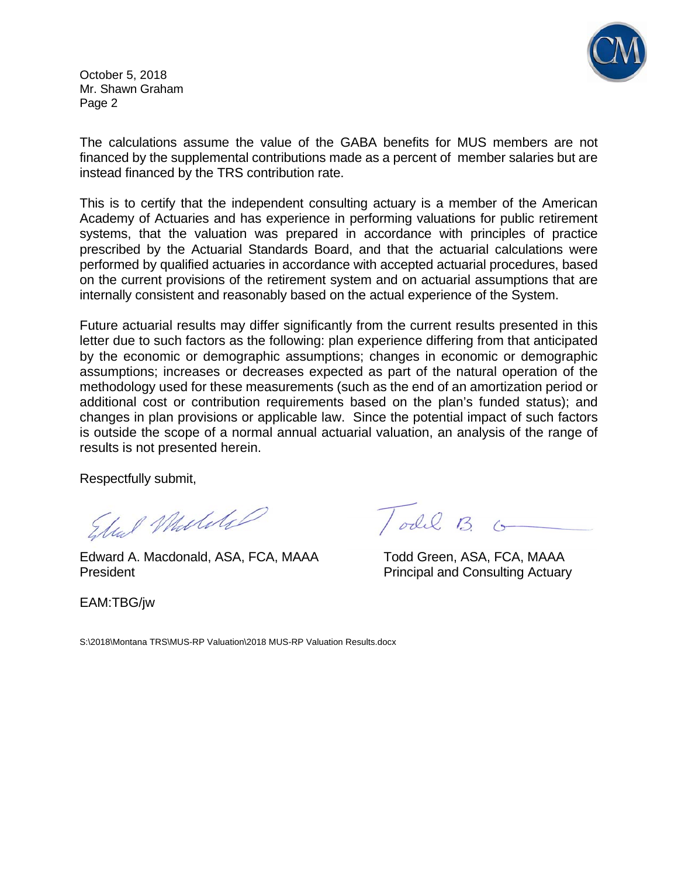The calculations assume the value of the GABA benefits for MUS members are not financed by the supplemental contributions made as a percent of member salaries but are instead financed by the TRS contribution rate.

This is to certify that the independent consulting actuary is a member of the American Academy of Actuaries and has experience in performing valuations for public retirement systems, that the valuation was prepared in accordance with principles of practice prescribed by the Actuarial Standards Board, and that the actuarial calculations were performed by qualified actuaries in accordance with accepted actuarial procedures, based on the current provisions of the retirement system and on actuarial assumptions that are internally consistent and reasonably based on the actual experience of the System.

Future actuarial results may differ significantly from the current results presented in this letter due to such factors as the following: plan experience differing from that anticipated by the economic or demographic assumptions; changes in economic or demographic assumptions; increases or decreases expected as part of the natural operation of the methodology used for these measurements (such as the end of an amortization period or additional cost or contribution requirements based on the plan's funded status); and changes in plan provisions or applicable law. Since the potential impact of such factors is outside the scope of a normal annual actuarial valuation, an analysis of the range of results is not presented herein.

Respectfully submit,

Edward A. Macdonald, ASA, FCA, MAAA
President

Todd Green, ASA, FCA, MAAA
Principal and Consulting Actuary

EAM:TBG/jw

S:\2018\Montana TRS\MUS-RP Valuation\2018 MUS-RP Valuation Results.docx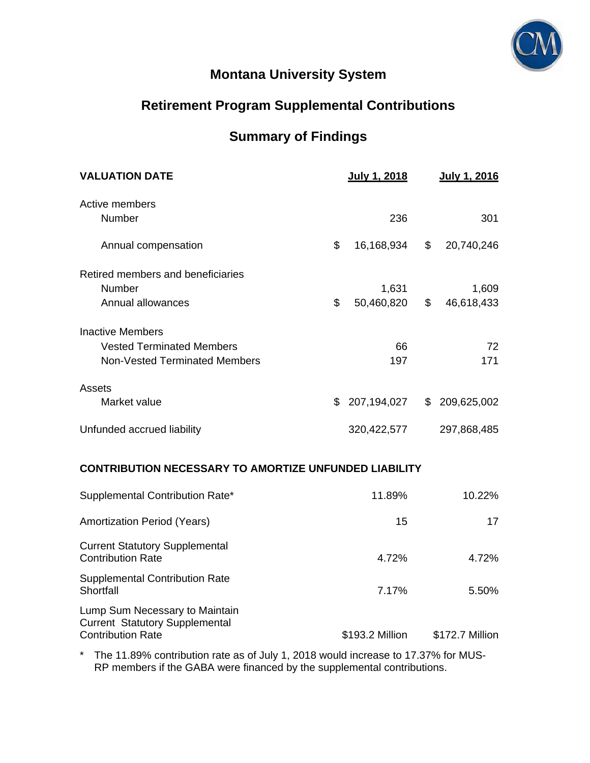# Montana University System

## Retirement Program Supplemental Contributions

## Summary of Findings

| VALUATION DATE | July 1, 2018 | July 1, 2016 |
|---|---|---|
| Active members | | |
| Number | 236 | 301 |
| Annual compensation | $ 16,168,934 | $ 20,740,246 |
| Retired members and beneficiaries | | |
| Number | 1,631 | 1,609 |
| Annual allowances | $ 50,460,820 | $ 46,618,433 |
| Inactive Members | | |
| Vested Terminated Members | 66 | 72 |
| Non-Vested Terminated Members | 197 | 171 |
| Assets | | |
| Market value | $ 207,194,027 | $ 209,625,002 |
| Unfunded accrued liability | 320,422,577 | 297,868,485 |

**CONTRIBUTION NECESSARY TO AMORTIZE UNFUNDED LIABILITY**

| | July 1, 2018 | July 1, 2016 |
|---|---|---|
| Supplemental Contribution Rate* | 11.89% | 10.22% |
| Amortization Period (Years) | 15 | 17 |
| Current Statutory Supplemental Contribution Rate | 4.72% | 4.72% |
| Supplemental Contribution Rate Shortfall | 7.17% | 5.50% |
| Lump Sum Necessary to Maintain Current Statutory Supplemental Contribution Rate | $193.2 Million | $172.7 Million |

\* The 11.89% contribution rate as of July 1, 2018 would increase to 17.37% for MUS-RP members if the GABA were financed by the supplemental contributions.